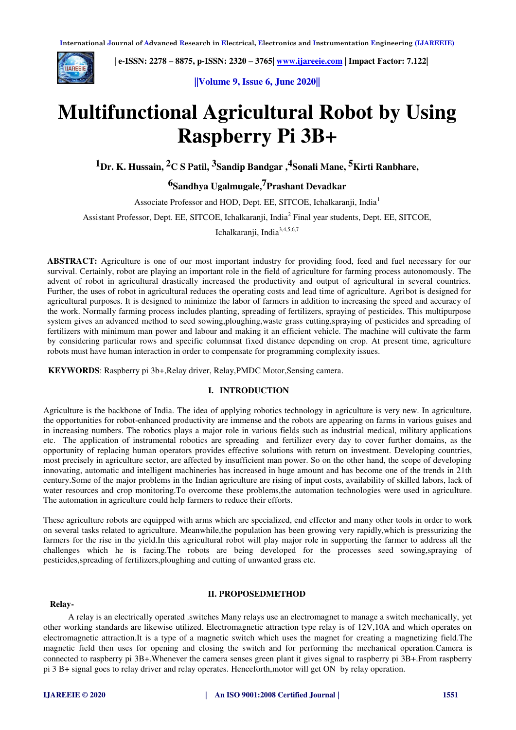# Multifunctional Agricultural Robot by Using Raspberry Pi 3B+

[1]Dr. K. Hussain, [2]C S Patil, [3]Sandip Bandgar ,[4]Sonali Mane, [5]Kirti Ranbhare, [6]Sandhya Ugalmugale,[7]Prashant Devadkar

Associate Professor and HOD, Dept. EE, SITCOE, Ichalkaranji, India[1]

Assistant Professor, Dept. EE, SITCOE, Ichalkaranji, India[2] Final year students, Dept. EE, SITCOE, Ichalkaranji, India[3,4,5,6,7]

**ABSTRACT:** Agriculture is one of our most important industry for providing food, feed and fuel necessary for our survival. Certainly, robot are playing an important role in the field of agriculture for farming process autonomously. The advent of robot in agricultural drastically increased the productivity and output of agricultural in several countries. Further, the uses of robot in agricultural reduces the operating costs and lead time of agriculture. Agribot is designed for agricultural purposes. It is designed to minimize the labor of farmers in addition to increasing the speed and accuracy of the work. Normally farming process includes planting, spreading of fertilizers, spraying of pesticides. This multipurpose system gives an advanced method to seed sowing,ploughing,waste grass cutting,spraying of pesticides and spreading of fertilizers with minimum man power and labour and making it an efficient vehicle. The machine will cultivate the farm by considering particular rows and specific columnsat fixed distance depending on crop. At present time, agriculture robots must have human interaction in order to compensate for programming complexity issues.

**KEYWORDS**: Raspberry pi 3b+,Relay driver, Relay,PMDC Motor,Sensing camera.

## I. INTRODUCTION

Agriculture is the backbone of India. The idea of applying robotics technology in agriculture is very new. In agriculture, the opportunities for robot-enhanced productivity are immense and the robots are appearing on farms in various guises and in increasing numbers. The robotics plays a major role in various fields such as industrial medical, military applications etc. The application of instrumental robotics are spreading and fertilizer every day to cover further domains, as the opportunity of replacing human operators provides effective solutions with return on investment. Developing countries, most precisely in agriculture sector, are affected by insufficient man power. So on the other hand, the scope of developing innovating, automatic and intelligent machineries has increased in huge amount and has become one of the trends in 21th century.Some of the major problems in the Indian agriculture are rising of input costs, availability of skilled labors, lack of water resources and crop monitoring.To overcome these problems,the automation technologies were used in agriculture. The automation in agriculture could help farmers to reduce their efforts.

These agriculture robots are equipped with arms which are specialized, end effector and many other tools in order to work on several tasks related to agriculture. Meanwhile,the population has been growing very rapidly,which is pressurizing the farmers for the rise in the yield.In this agricultural robot will play major role in supporting the farmer to address all the challenges which he is facing.The robots are being developed for the processes seed sowing,spraying of pesticides,spreading of fertilizers,ploughing and cutting of unwanted grass etc.

## II. PROPOSEDMETHOD

**Relay-**

A relay is an electrically operated .switches Many relays use an electromagnet to manage a switch mechanically, yet other working standards are likewise utilized. Electromagnetic attraction type relay is of 12V,10A and which operates on electromagnetic attraction.It is a type of a magnetic switch which uses the magnet for creating a magnetizing field.The magnetic field then uses for opening and closing the switch and for performing the mechanical operation.Camera is connected to raspberry pi 3B+.Whenever the camera senses green plant it gives signal to raspberry pi 3B+.From raspberry pi 3 B+ signal goes to relay driver and relay operates. Henceforth,motor will get ON by relay operation.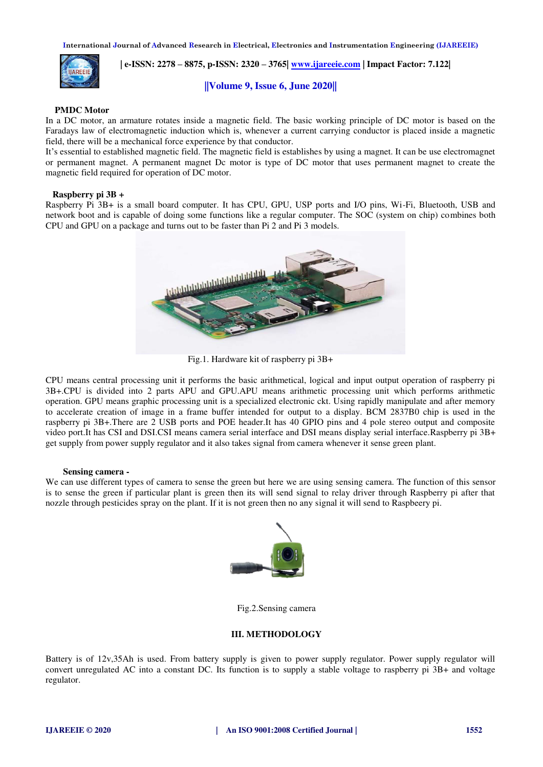**PMDC Motor**

In a DC motor, an armature rotates inside a magnetic field. The basic working principle of DC motor is based on the Faradays law of electromagnetic induction which is, whenever a current carrying conductor is placed inside a magnetic field, there will be a mechanical force experience by that conductor.

It's essential to established magnetic field. The magnetic field is establishes by using a magnet. It can be use electromagnet or permanent magnet. A permanent magnet Dc motor is type of DC motor that uses permanent magnet to create the magnetic field required for operation of DC motor.

**Raspberry pi 3B +**

Raspberry Pi 3B+ is a small board computer. It has CPU, GPU, USP ports and I/O pins, Wi-Fi, Bluetooth, USB and network boot and is capable of doing some functions like a regular computer. The SOC (system on chip) combines both CPU and GPU on a package and turns out to be faster than Pi 2 and Pi 3 models.

Fig.1. Hardware kit of raspberry pi 3B+

CPU means central processing unit it performs the basic arithmetical, logical and input output operation of raspberry pi 3B+.CPU is divided into 2 parts APU and GPU.APU means arithmetic processing unit which performs arithmetic operation. GPU means graphic processing unit is a specialized electronic ckt. Using rapidly manipulate and after memory to accelerate creation of image in a frame buffer intended for output to a display. BCM 2837B0 chip is used in the raspberry pi 3B+.There are 2 USB ports and POE header.It has 40 GPIO pins and 4 pole stereo output and composite video port.It has CSI and DSI.CSI means camera serial interface and DSI means display serial interface.Raspberry pi 3B+ get supply from power supply regulator and it also takes signal from camera whenever it sense green plant.

**Sensing camera -**

We can use different types of camera to sense the green but here we are using sensing camera. The function of this sensor is to sense the green if particular plant is green then its will send signal to relay driver through Raspberry pi after that nozzle through pesticides spray on the plant. If it is not green then no any signal it will send to Raspbeery pi.

Fig.2.Sensing camera

## III. METHODOLOGY

Battery is of 12v,35Ah is used. From battery supply is given to power supply regulator. Power supply regulator will convert unregulated AC into a constant DC. Its function is to supply a stable voltage to raspberry pi 3B+ and voltage regulator.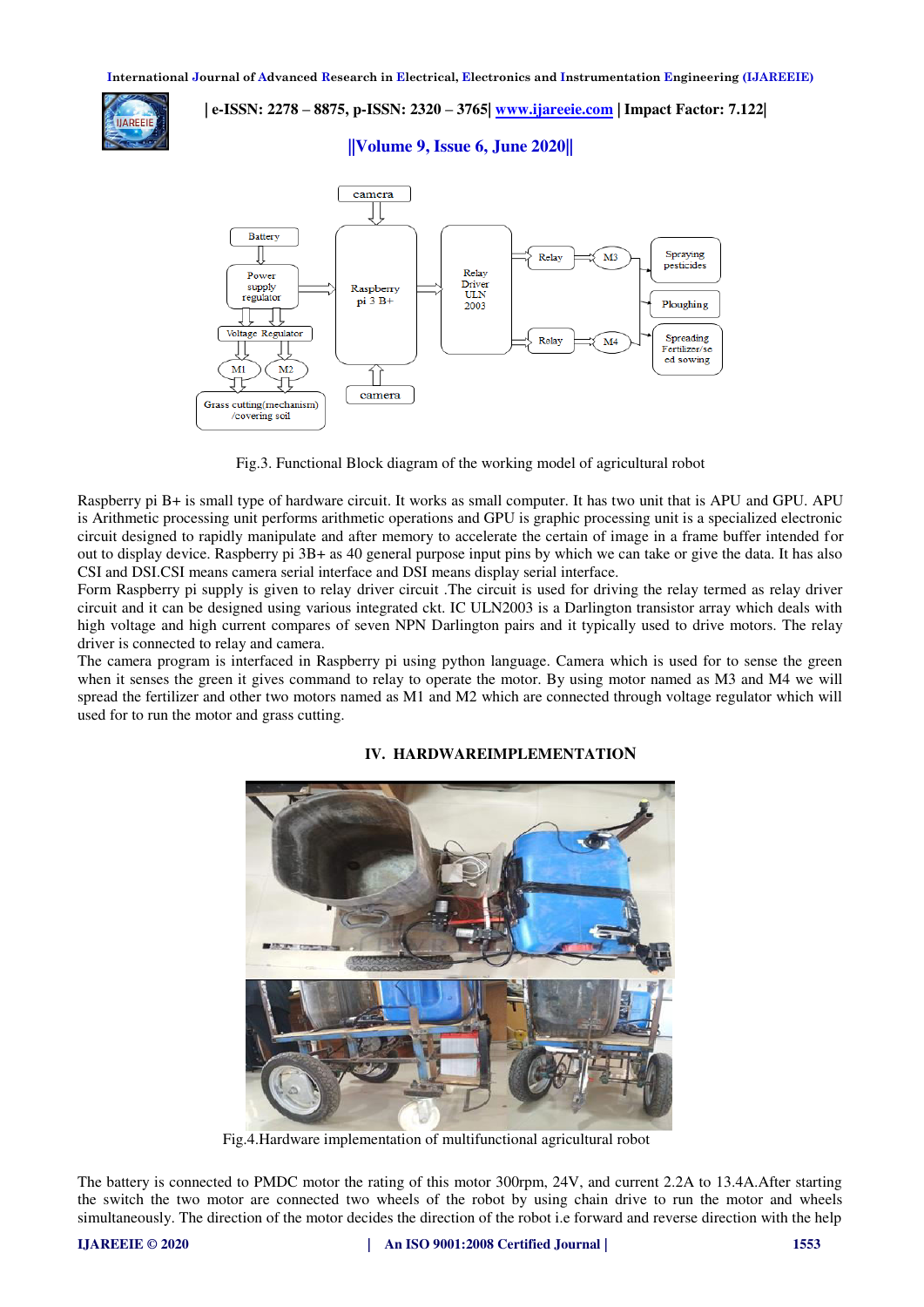Fig.3. Functional Block diagram of the working model of agricultural robot

Raspberry pi B+ is small type of hardware circuit. It works as small computer. It has two unit that is APU and GPU. APU is Arithmetic processing unit performs arithmetic operations and GPU is graphic processing unit is a specialized electronic circuit designed to rapidly manipulate and after memory to accelerate the certain of image in a frame buffer intended for out to display device. Raspberry pi 3B+ as 40 general purpose input pins by which we can take or give the data. It has also CSI and DSI.CSI means camera serial interface and DSI means display serial interface.

Form Raspberry pi supply is given to relay driver circuit .The circuit is used for driving the relay termed as relay driver circuit and it can be designed using various integrated ckt. IC ULN2003 is a Darlington transistor array which deals with high voltage and high current compares of seven NPN Darlington pairs and it typically used to drive motors. The relay driver is connected to relay and camera.

The camera program is interfaced in Raspberry pi using python language. Camera which is used for to sense the green when it senses the green it gives command to relay to operate the motor. By using motor named as M3 and M4 we will spread the fertilizer and other two motors named as M1 and M2 which are connected through voltage regulator which will used for to run the motor and grass cutting.

## IV. HARDWAREIMPLEMENTATION

Fig.4.Hardware implementation of multifunctional agricultural robot

The battery is connected to PMDC motor the rating of this motor 300rpm, 24V, and current 2.2A to 13.4A.After starting the switch the two motor are connected two wheels of the robot by using chain drive to run the motor and wheels simultaneously. The direction of the motor decides the direction of the robot i.e forward and reverse direction with the help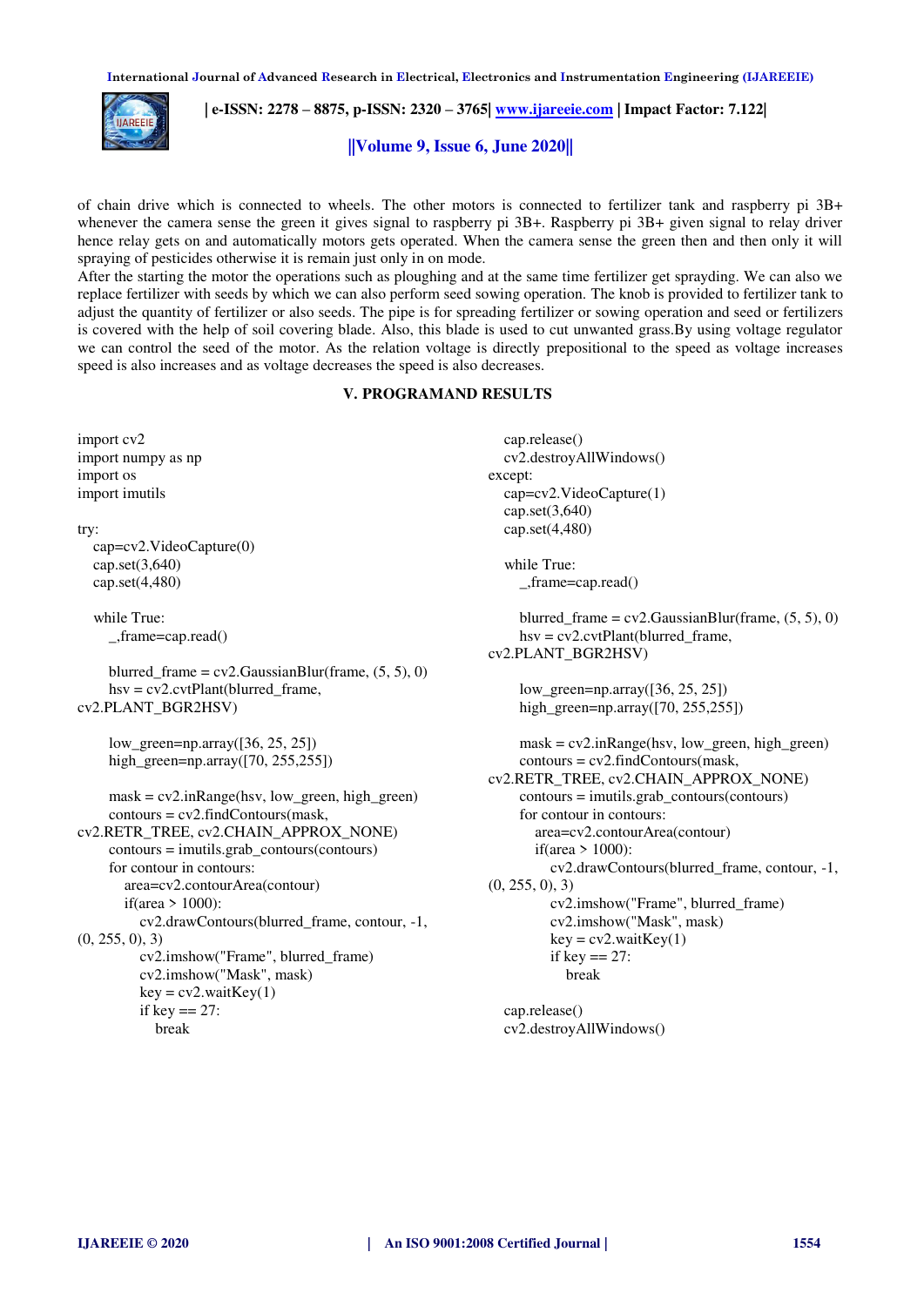of chain drive which is connected to wheels. The other motors is connected to fertilizer tank and raspberry pi 3B+ whenever the camera sense the green it gives signal to raspberry pi 3B+. Raspberry pi 3B+ given signal to relay driver hence relay gets on and automatically motors gets operated. When the camera sense the green then and then only it will spraying of pesticides otherwise it is remain just only in on mode.

After the starting the motor the operations such as ploughing and at the same time fertilizer get sprayding. We can also we replace fertilizer with seeds by which we can also perform seed sowing operation. The knob is provided to fertilizer tank to adjust the quantity of fertilizer or also seeds. The pipe is for spreading fertilizer or sowing operation and seed or fertilizers is covered with the help of soil covering blade. Also, this blade is used to cut unwanted grass.By using voltage regulator we can control the seed of the motor. As the relation voltage is directly prepositional to the speed as voltage increases speed is also increases and as voltage decreases the speed is also decreases.

## V. PROGRAMAND RESULTS

```
import cv2
import numpy as np
import os
import imutils

try:
    cap=cv2.VideoCapture(0)
    cap.set(3,640)
    cap.set(4,480)

    while True:
        _,frame=cap.read()

        blurred_frame = cv2.GaussianBlur(frame, (5, 5), 0)
        hsv = cv2.cvtPlant(blurred_frame,
cv2.PLANT_BGR2HSV)

        low_green=np.array([36, 25, 25])
        high_green=np.array([70, 255,255])

        mask = cv2.inRange(hsv, low_green, high_green)
        contours = cv2.findContours(mask,
cv2.RETR_TREE, cv2.CHAIN_APPROX_NONE)
        contours = imutils.grab_contours(contours)
        for contour in contours:
            area=cv2.contourArea(contour)
            if(area > 1000):
                cv2.drawContours(blurred_frame, contour, -1,
(0, 255, 0), 3)
                cv2.imshow("Frame", blurred_frame)
                cv2.imshow("Mask", mask)
                key = cv2.waitKey(1)
                if key == 27:
                    break

    cap.release()
    cv2.destroyAllWindows()
except:
    cap=cv2.VideoCapture(1)
    cap.set(3,640)
    cap.set(4,480)

    while True:
        _,frame=cap.read()

        blurred_frame = cv2.GaussianBlur(frame, (5, 5), 0)
        hsv = cv2.cvtPlant(blurred_frame,
cv2.PLANT_BGR2HSV)

        low_green=np.array([36, 25, 25])
        high_green=np.array([70, 255,255])

        mask = cv2.inRange(hsv, low_green, high_green)
        contours = cv2.findContours(mask,
cv2.RETR_TREE, cv2.CHAIN_APPROX_NONE)
        contours = imutils.grab_contours(contours)
        for contour in contours:
            area=cv2.contourArea(contour)
            if(area > 1000):
                cv2.drawContours(blurred_frame, contour, -1,
(0, 255, 0), 3)
                cv2.imshow("Frame", blurred_frame)
                cv2.imshow("Mask", mask)
                key = cv2.waitKey(1)
                if key == 27:
                    break

    cap.release()
    cv2.destroyAllWindows()
```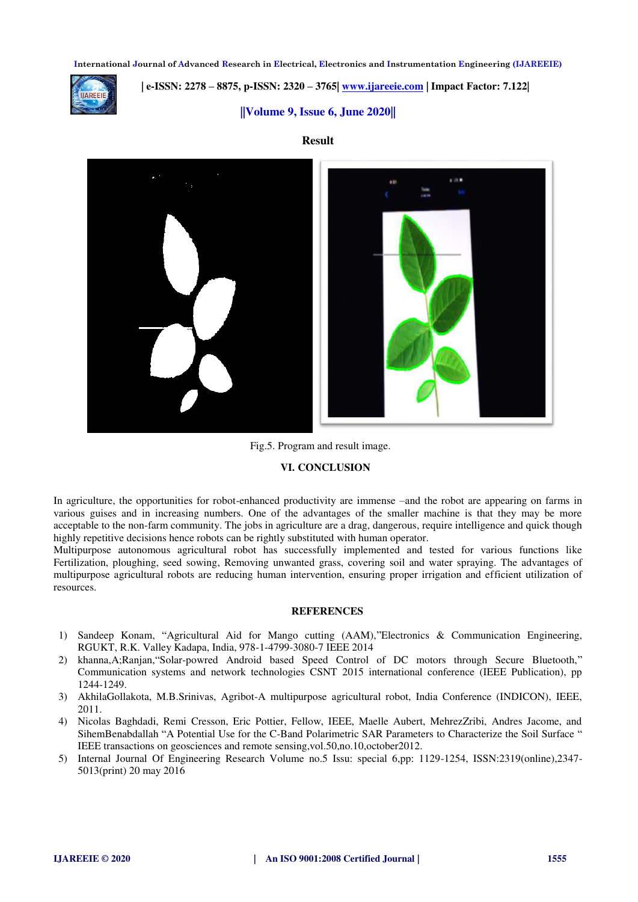**Result**

Fig.5. Program and result image.

## VI. CONCLUSION

In agriculture, the opportunities for robot-enhanced productivity are immense –and the robot are appearing on farms in various guises and in increasing numbers. One of the advantages of the smaller machine is that they may be more acceptable to the non-farm community. The jobs in agriculture are a drag, dangerous, require intelligence and quick though highly repetitive decisions hence robots can be rightly substituted with human operator.

Multipurpose autonomous agricultural robot has successfully implemented and tested for various functions like Fertilization, ploughing, seed sowing, Removing unwanted grass, covering soil and water spraying. The advantages of multipurpose agricultural robots are reducing human intervention, ensuring proper irrigation and efficient utilization of resources.

## REFERENCES

1) Sandeep Konam, "Agricultural Aid for Mango cutting (AAM),"Electronics & Communication Engineering, RGUKT, R.K. Valley Kadapa, India, 978-1-4799-3080-7 IEEE 2014
2) khanna,A;Ranjan,"Solar-powred Android based Speed Control of DC motors through Secure Bluetooth," Communication systems and network technologies CSNT 2015 international conference (IEEE Publication), pp 1244-1249.
3) AkhilaGollakota, M.B.Srinivas, Agribot-A multipurpose agricultural robot, India Conference (INDICON), IEEE, 2011.
4) Nicolas Baghdadi, Remi Cresson, Eric Pottier, Fellow, IEEE, Maelle Aubert, MehrezZribi, Andres Jacome, and SihemBenabdallah "A Potential Use for the C-Band Polarimetric SAR Parameters to Characterize the Soil Surface " IEEE transactions on geosciences and remote sensing,vol.50,no.10,october2012.
5) Internal Journal Of Engineering Research Volume no.5 Issu: special 6,pp: 1129-1254, ISSN:2319(online),2347-5013(print) 20 may 2016